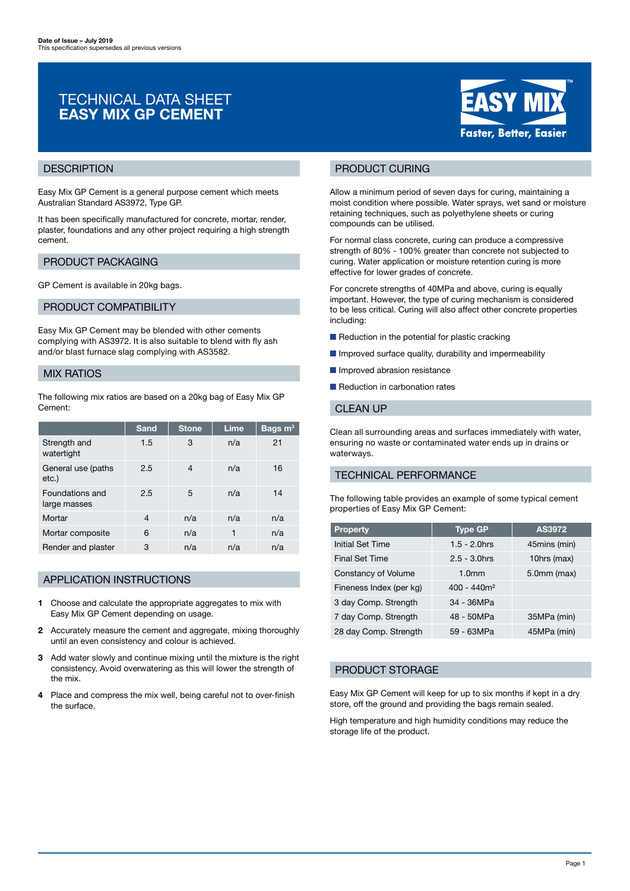**Date of Issue – July 2019**
This specification supersedes all previous versions

# TECHNICAL DATA SHEET
# EASY MIX GP CEMENT

EASY MIX™ Faster, Better, Easier

## DESCRIPTION

Easy Mix GP Cement is a general purpose cement which meets Australian Standard AS3972, Type GP.

It has been specifically manufactured for concrete, mortar, render, plaster, foundations and any other project requiring a high strength cement.

## PRODUCT PACKAGING

GP Cement is available in 20kg bags.

## PRODUCT COMPATIBILITY

Easy Mix GP Cement may be blended with other cements complying with AS3972. It is also suitable to blend with fly ash and/or blast furnace slag complying with AS3582.

## MIX RATIOS

The following mix ratios are based on a 20kg bag of Easy Mix GP Cement:

| | Sand | Stone | Lime | Bags m³ |
|---|---|---|---|---|
| Strength and watertight | 1.5 | 3 | n/a | 21 |
| General use (paths etc.) | 2.5 | 4 | n/a | 16 |
| Foundations and large masses | 2.5 | 5 | n/a | 14 |
| Mortar | 4 | n/a | n/a | n/a |
| Mortar composite | 6 | n/a | 1 | n/a |
| Render and plaster | 3 | n/a | n/a | n/a |

## APPLICATION INSTRUCTIONS

1. Choose and calculate the appropriate aggregates to mix with Easy Mix GP Cement depending on usage.
2. Accurately measure the cement and aggregate, mixing thoroughly until an even consistency and colour is achieved.
3. Add water slowly and continue mixing until the mixture is the right consistency. Avoid overwatering as this will lower the strength of the mix.
4. Place and compress the mix well, being careful not to over-finish the surface.

## PRODUCT CURING

Allow a minimum period of seven days for curing, maintaining a moist condition where possible. Water sprays, wet sand or moisture retaining techniques, such as polyethylene sheets or curing compounds can be utilised.

For normal class concrete, curing can produce a compressive strength of 80% - 100% greater than concrete not subjected to curing. Water application or moisture retention curing is more effective for lower grades of concrete.

For concrete strengths of 40MPa and above, curing is equally important. However, the type of curing mechanism is considered to be less critical. Curing will also affect other concrete properties including:

- Reduction in the potential for plastic cracking
- Improved surface quality, durability and impermeability
- Improved abrasion resistance
- Reduction in carbonation rates

## CLEAN UP

Clean all surrounding areas and surfaces immediately with water, ensuring no waste or contaminated water ends up in drains or waterways.

## TECHNICAL PERFORMANCE

The following table provides an example of some typical cement properties of Easy Mix GP Cement:

| Property | Type GP | AS3972 |
|---|---|---|
| Initial Set Time | 1.5 - 2.0hrs | 45mins (min) |
| Final Set Time | 2.5 - 3.0hrs | 10hrs (max) |
| Constancy of Volume | 1.0mm | 5.0mm (max) |
| Fineness Index (per kg) | 400 - 440m² | |
| 3 day Comp. Strength | 34 - 36MPa | |
| 7 day Comp. Strength | 48 - 50MPa | 35MPa (min) |
| 28 day Comp. Strength | 59 - 63MPa | 45MPa (min) |

## PRODUCT STORAGE

Easy Mix GP Cement will keep for up to six months if kept in a dry store, off the ground and providing the bags remain sealed.

High temperature and high humidity conditions may reduce the storage life of the product.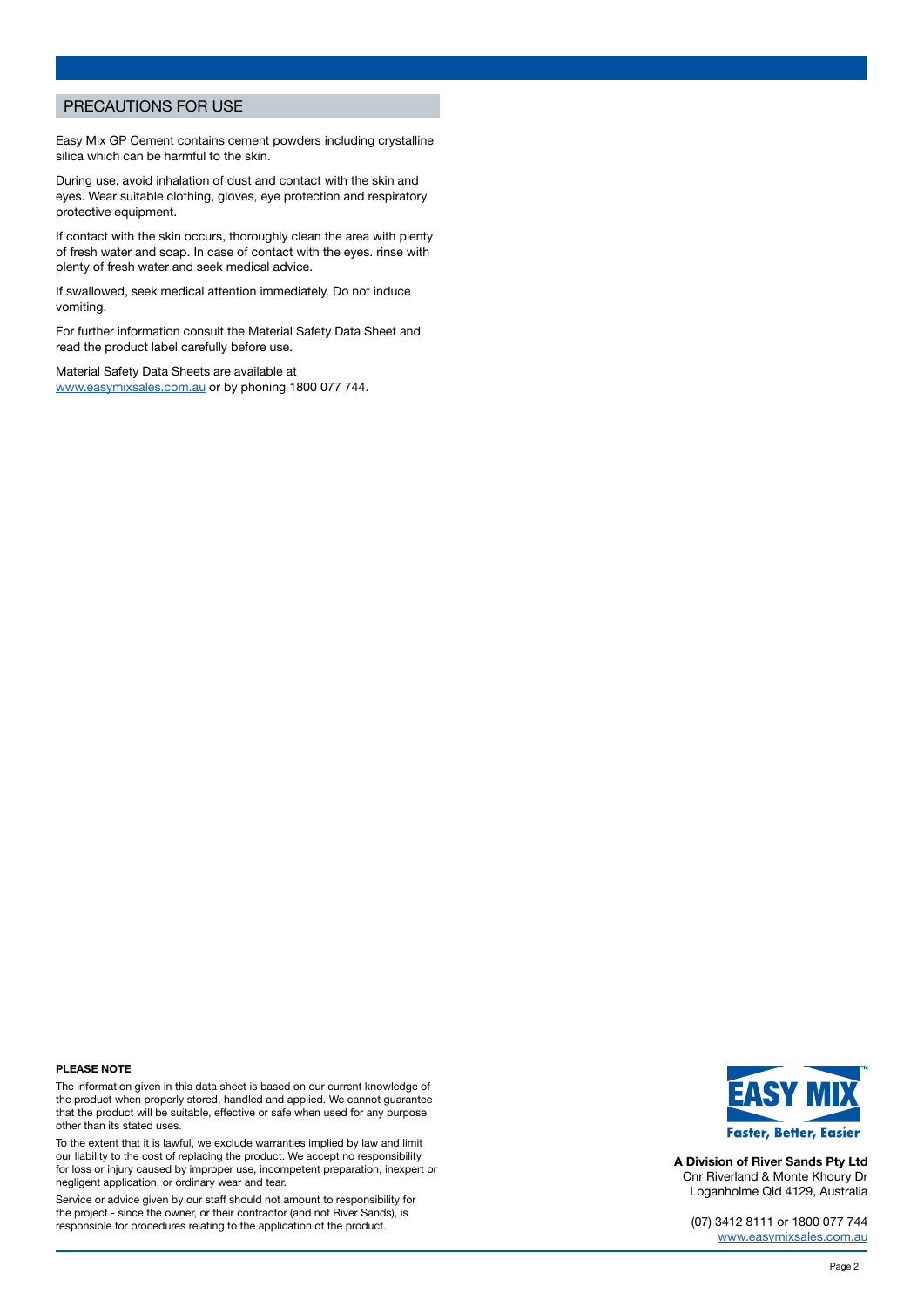## PRECAUTIONS FOR USE

Easy Mix GP Cement contains cement powders including crystalline silica which can be harmful to the skin.

During use, avoid inhalation of dust and contact with the skin and eyes. Wear suitable clothing, gloves, eye protection and respiratory protective equipment.

If contact with the skin occurs, thoroughly clean the area with plenty of fresh water and soap. In case of contact with the eyes. rinse with plenty of fresh water and seek medical advice.

If swallowed, seek medical attention immediately. Do not induce vomiting.

For further information consult the Material Safety Data Sheet and read the product label carefully before use.

Material Safety Data Sheets are available at www.easymixsales.com.au or by phoning 1800 077 744.

**PLEASE NOTE**

The information given in this data sheet is based on our current knowledge of the product when properly stored, handled and applied. We cannot guarantee that the product will be suitable, effective or safe when used for any purpose other than its stated uses.

To the extent that it is lawful, we exclude warranties implied by law and limit our liability to the cost of replacing the product. We accept no responsibility for loss or injury caused by improper use, incompetent preparation, inexpert or negligent application, or ordinary wear and tear.

Service or advice given by our staff should not amount to responsibility for the project - since the owner, or their contractor (and not River Sands), is responsible for procedures relating to the application of the product.

EASY MIX™
Faster, Better, Easier

**A Division of River Sands Pty Ltd**
Cnr Riverland & Monte Khoury Dr
Loganholme Qld 4129, Australia

(07) 3412 8111 or 1800 077 744
www.easymixsales.com.au